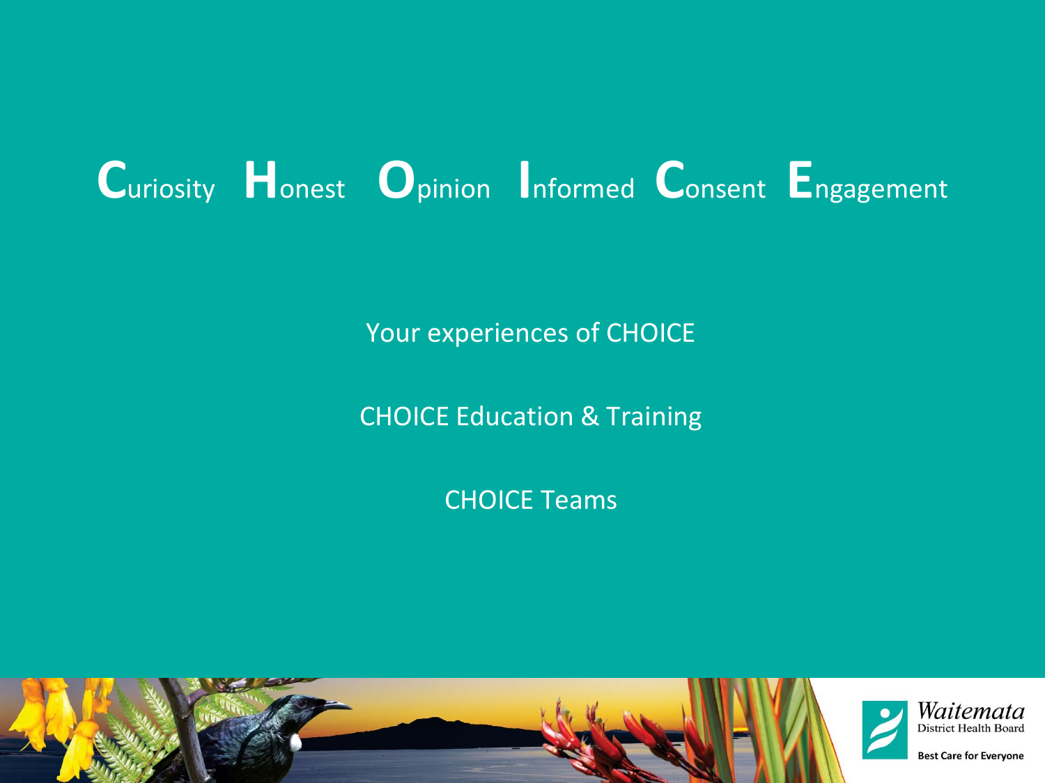# **C**uriosity **H**onest **O**pinion **I**nformed **C**onsent **E**ngagement

Your experiences of CHOICE

CHOICE Education & Training

CHOICE Teams

Waitemata District Health Board

Best Care for Everyone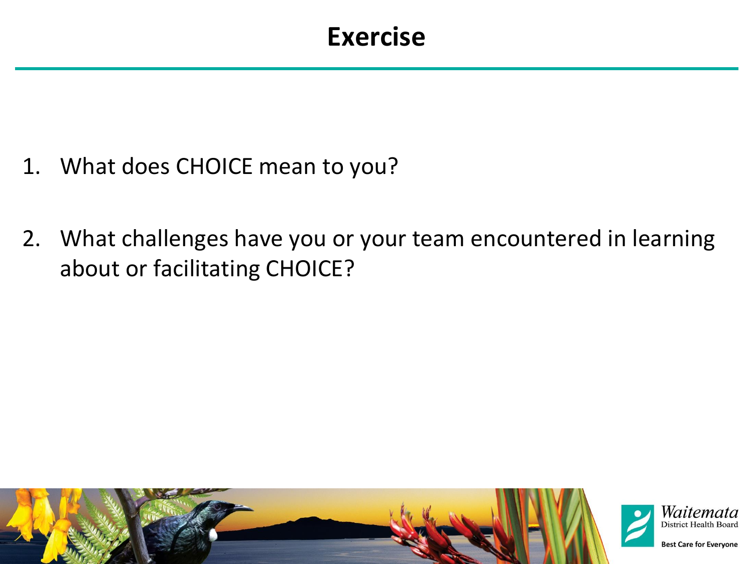# Exercise

1. What does CHOICE mean to you?

2. What challenges have you or your team encountered in learning about or facilitating CHOICE?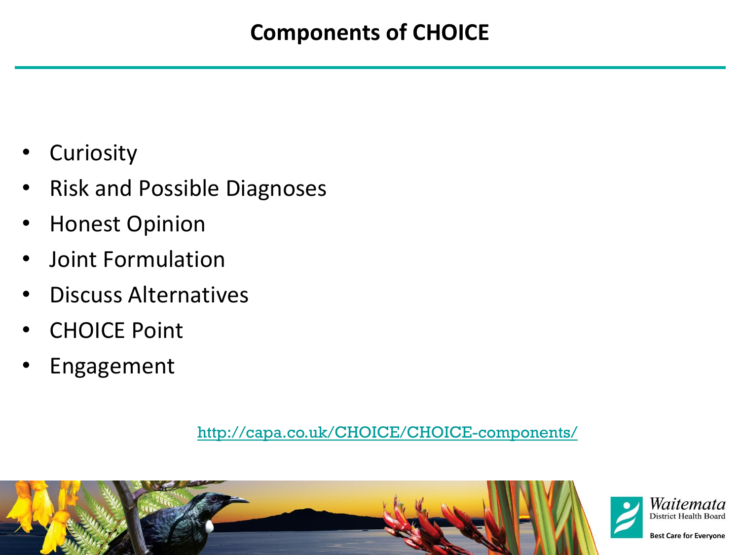# Components of CHOICE

- Curiosity
- Risk and Possible Diagnoses
- Honest Opinion
- Joint Formulation
- Discuss Alternatives
- CHOICE Point
- Engagement

http://capa.co.uk/CHOICE/CHOICE-components/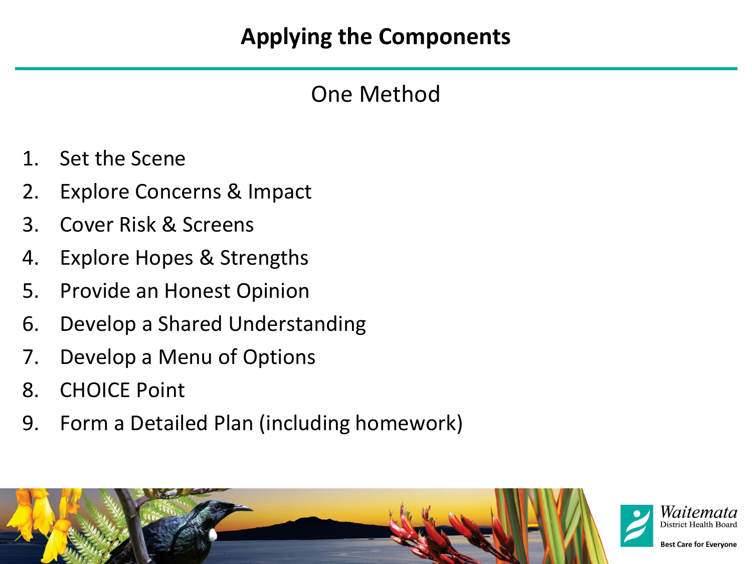# Applying the Components

## One Method

1. Set the Scene
2. Explore Concerns & Impact
3. Cover Risk & Screens
4. Explore Hopes & Strengths
5. Provide an Honest Opinion
6. Develop a Shared Understanding
7. Develop a Menu of Options
8. CHOICE Point
9. Form a Detailed Plan (including homework)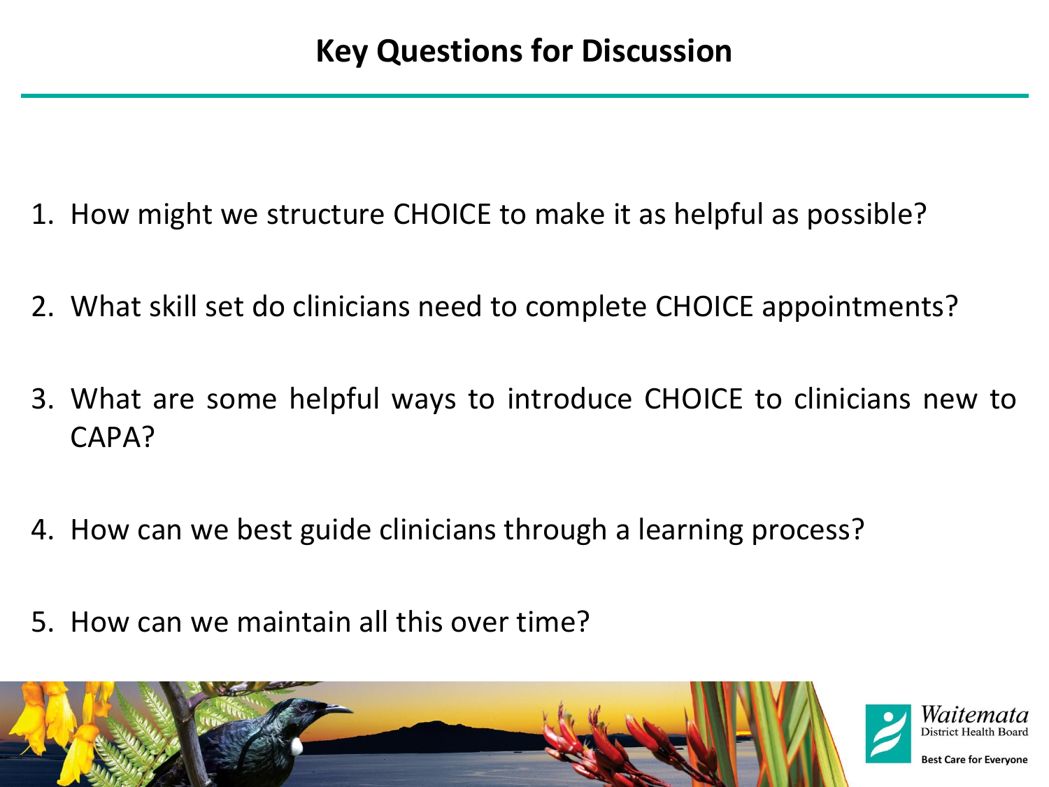# Key Questions for Discussion

1. How might we structure CHOICE to make it as helpful as possible?
2. What skill set do clinicians need to complete CHOICE appointments?
3. What are some helpful ways to introduce CHOICE to clinicians new to CAPA?
4. How can we best guide clinicians through a learning process?
5. How can we maintain all this over time?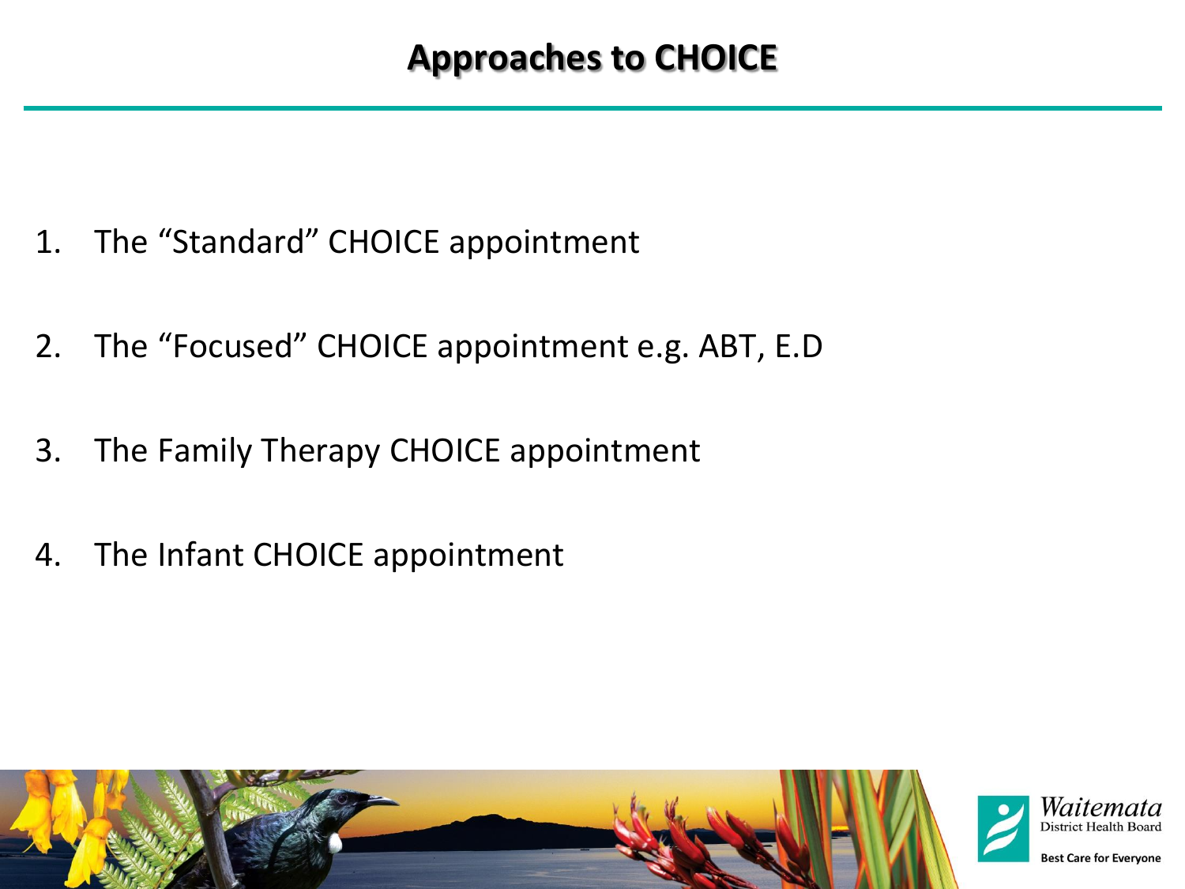# Approaches to CHOICE

1. The "Standard" CHOICE appointment
2. The "Focused" CHOICE appointment e.g. ABT, E.D
3. The Family Therapy CHOICE appointment
4. The Infant CHOICE appointment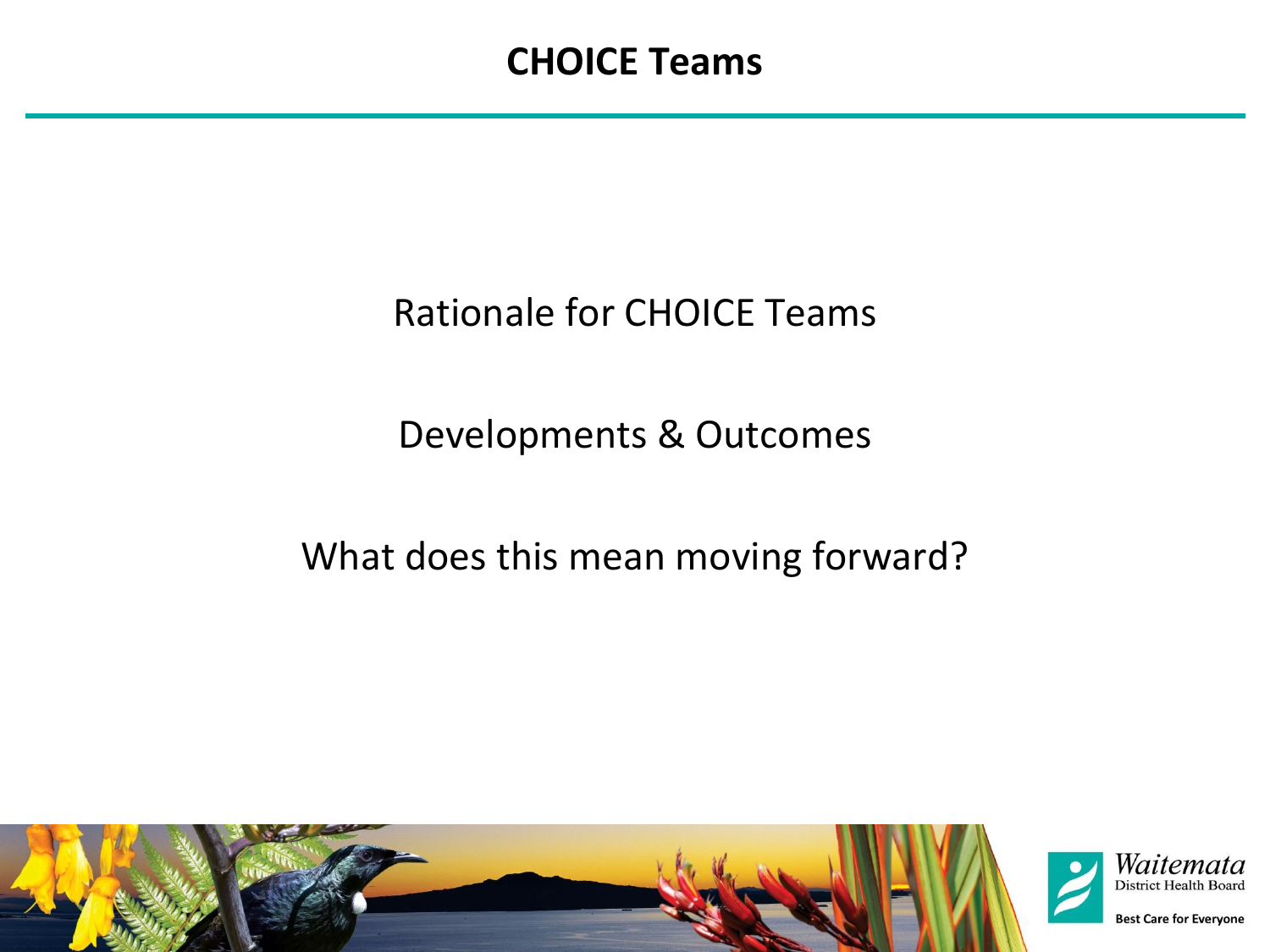# CHOICE Teams

Rationale for CHOICE Teams

Developments & Outcomes

What does this mean moving forward?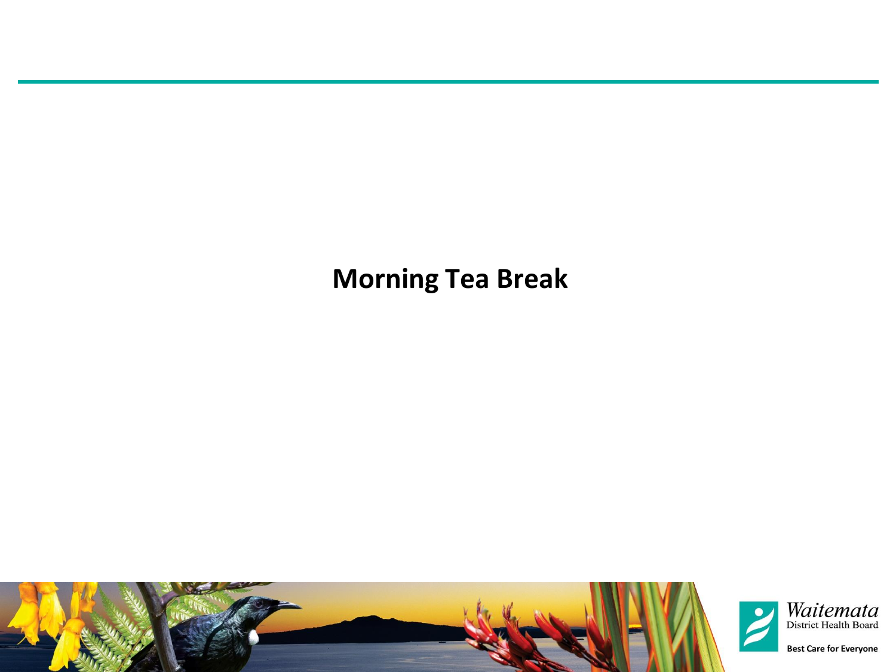**Morning Tea Break**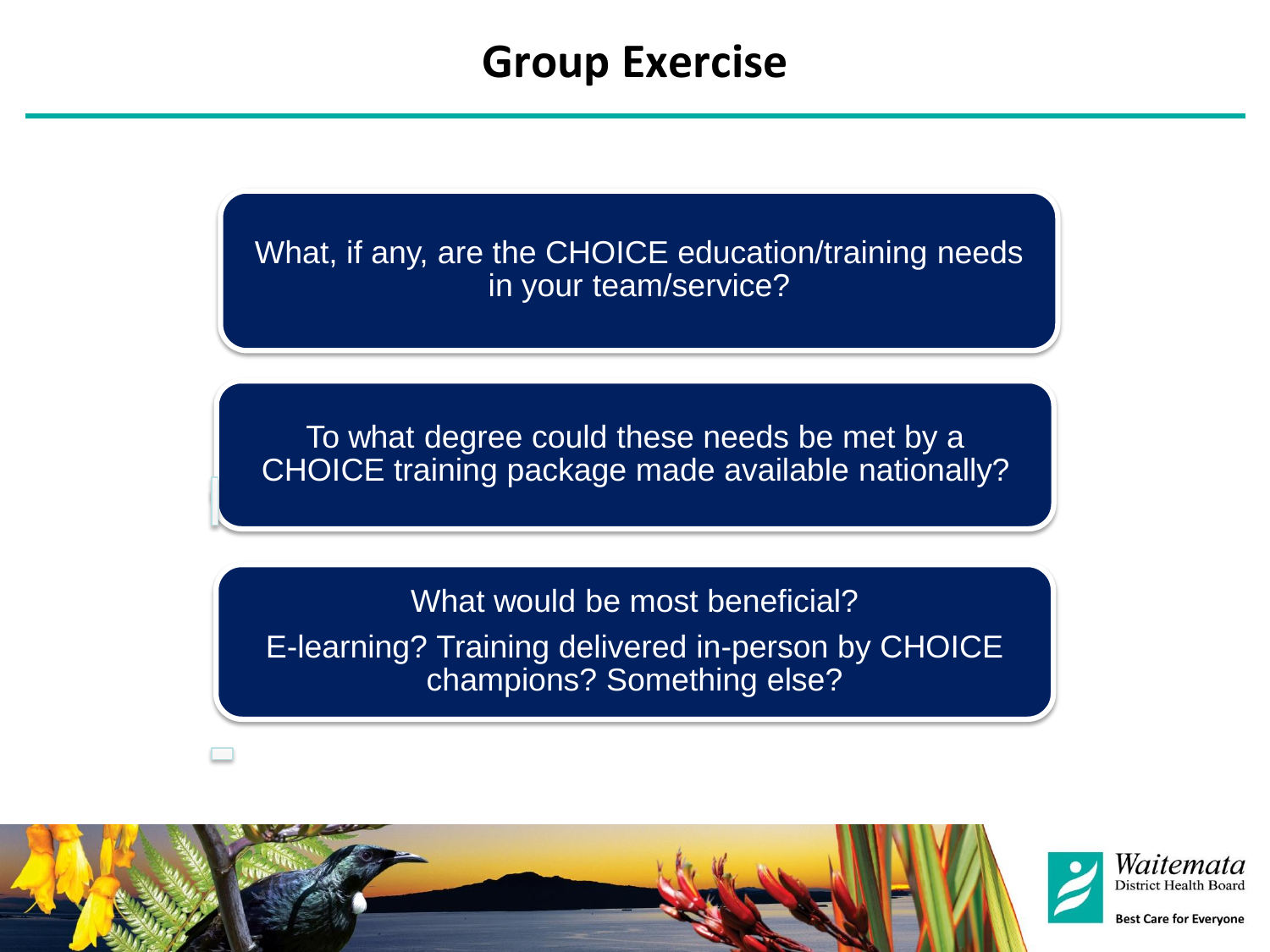# Group Exercise

What, if any, are the CHOICE education/training needs in your team/service?

To what degree could these needs be met by a CHOICE training package made available nationally?

What would be most beneficial?

E-learning? Training delivered in-person by CHOICE champions? Something else?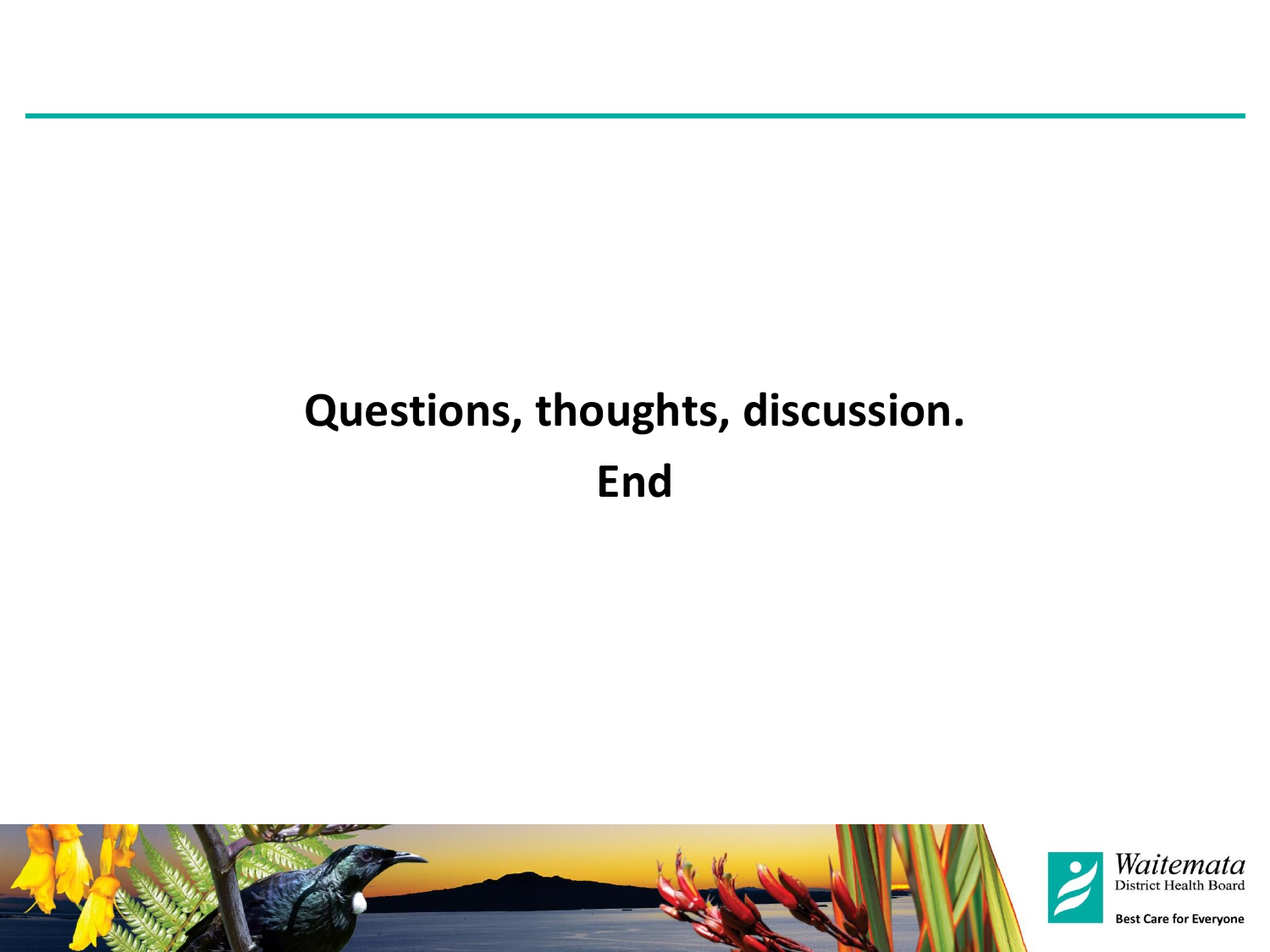**Questions, thoughts, discussion.**

**End**